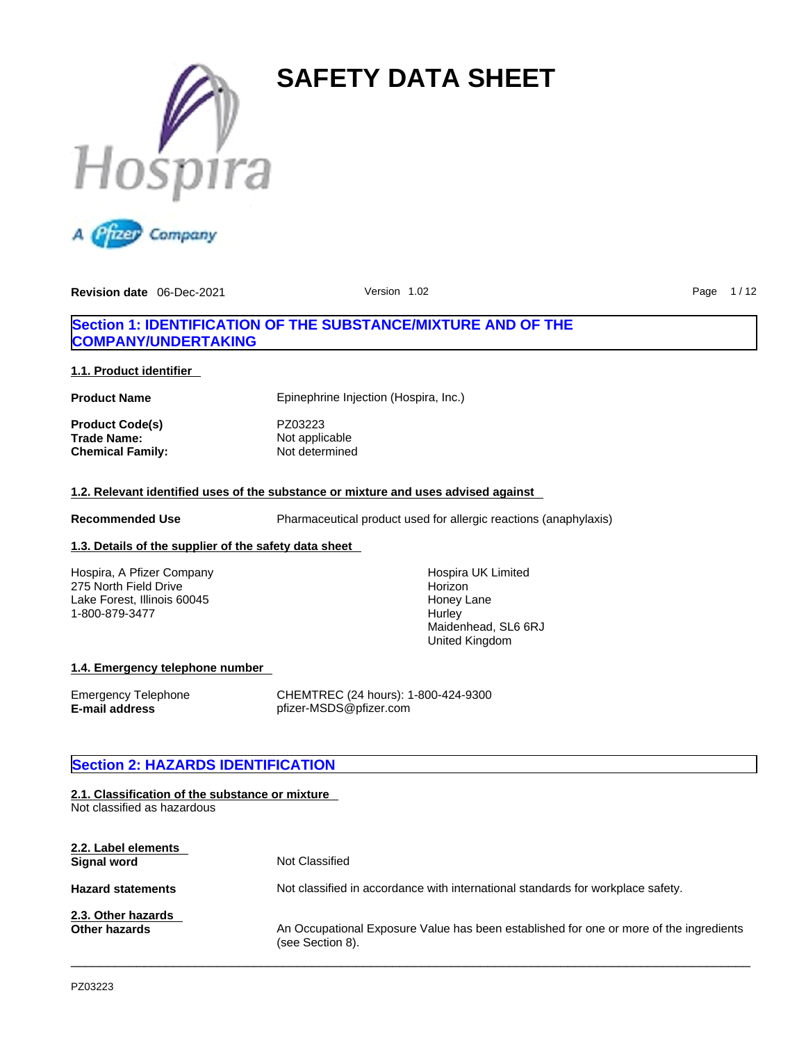# SAFETY DATA SHEET

**Revision date** 06-Dec-2021 Version 1.02

## Section 1: IDENTIFICATION OF THE SUBSTANCE/MIXTURE AND OF THE COMPANY/UNDERTAKING

### 1.1. Product identifier

| | |
|---|---|
| **Product Name** | Epinephrine Injection (Hospira, Inc.) |
| **Product Code(s)** | PZ03223 |
| **Trade Name:** | Not applicable |
| **Chemical Family:** | Not determined |

### 1.2. Relevant identified uses of the substance or mixture and uses advised against

**Recommended Use** Pharmaceutical product used for allergic reactions (anaphylaxis)

### 1.3. Details of the supplier of the safety data sheet

Hospira, A Pfizer Company
275 North Field Drive
Lake Forest, Illinois 60045
1-800-879-3477

Hospira UK Limited
Horizon
Honey Lane
Hurley
Maidenhead, SL6 6RJ
United Kingdom

### 1.4. Emergency telephone number

| | |
|---|---|
| Emergency Telephone | CHEMTREC (24 hours): 1-800-424-9300 |
| **E-mail address** | pfizer-MSDS@pfizer.com |

## Section 2: HAZARDS IDENTIFICATION

### 2.1. Classification of the substance or mixture

Not classified as hazardous

### 2.2. Label elements

| | |
|---|---|
| **Signal word** | Not Classified |
| **Hazard statements** | Not classified in accordance with international standards for workplace safety. |

### 2.3. Other hazards

**Other hazards** An Occupational Exposure Value has been established for one or more of the ingredients (see Section 8).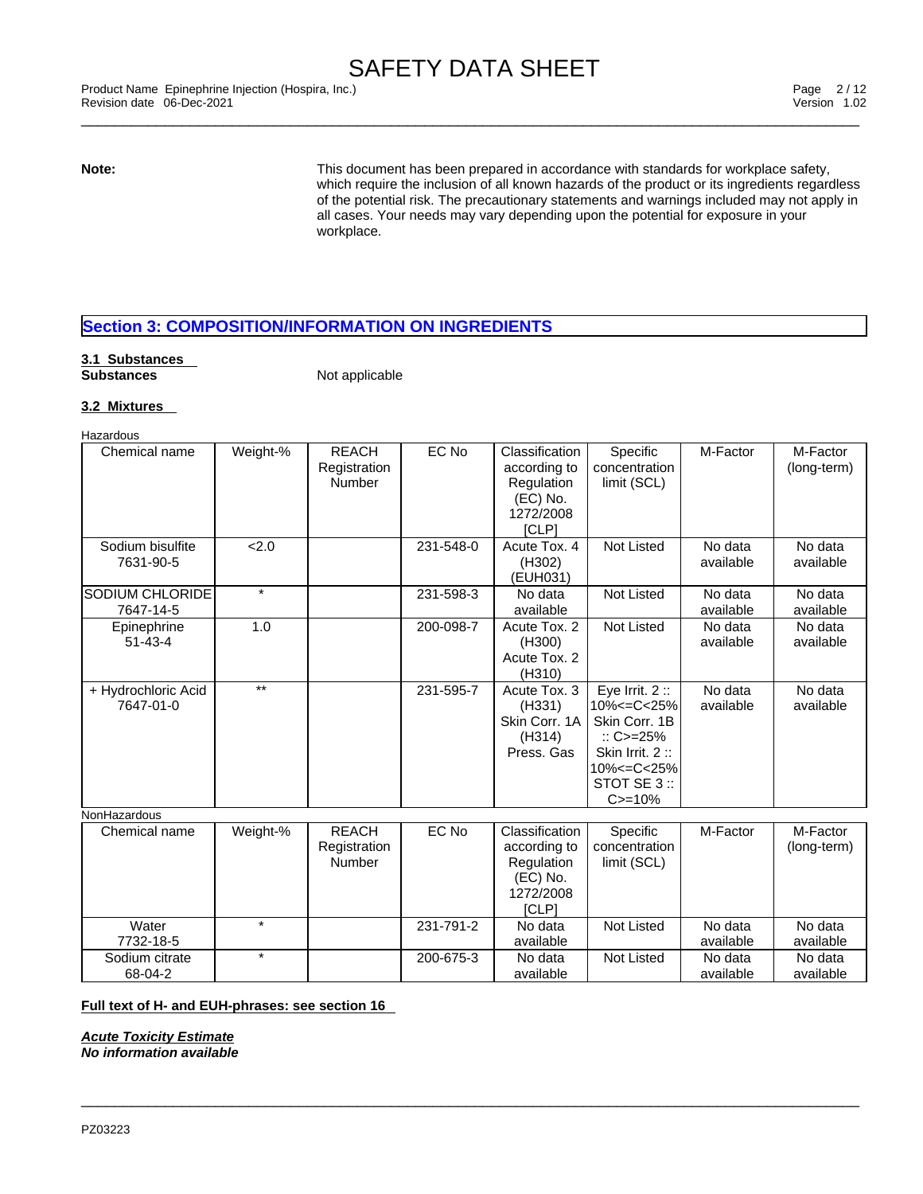**Note:** This document has been prepared in accordance with standards for workplace safety, which require the inclusion of all known hazards of the product or its ingredients regardless of the potential risk. The precautionary statements and warnings included may not apply in all cases. Your needs may vary depending upon the potential for exposure in your workplace.

## Section 3: COMPOSITION/INFORMATION ON INGREDIENTS

### 3.1 Substances

**Substances** Not applicable

### 3.2 Mixtures

Hazardous

| Chemical name | Weight-% | REACH Registration Number | EC No | Classification according to Regulation (EC) No. 1272/2008 [CLP] | Specific concentration limit (SCL) | M-Factor | M-Factor (long-term) |
|---|---|---|---|---|---|---|---|
| Sodium bisulfite 7631-90-5 | <2.0 | | 231-548-0 | Acute Tox. 4 (H302) (EUH031) | Not Listed | No data available | No data available |
| SODIUM CHLORIDE 7647-14-5 | * | | 231-598-3 | No data available | Not Listed | No data available | No data available |
| Epinephrine 51-43-4 | 1.0 | | 200-098-7 | Acute Tox. 2 (H300) Acute Tox. 2 (H310) | Not Listed | No data available | No data available |
| + Hydrochloric Acid 7647-01-0 | ** | | 231-595-7 | Acute Tox. 3 (H331) Skin Corr. 1A (H314) Press. Gas | Eye Irrit. 2 :: 10%<=C<25% Skin Corr. 1B :: C>=25% Skin Irrit. 2 :: 10%<=C<25% STOT SE 3 :: C>=10% | No data available | No data available |

NonHazardous

| Chemical name | Weight-% | REACH Registration Number | EC No | Classification according to Regulation (EC) No. 1272/2008 [CLP] | Specific concentration limit (SCL) | M-Factor | M-Factor (long-term) |
|---|---|---|---|---|---|---|---|
| Water 7732-18-5 | * | | 231-791-2 | No data available | Not Listed | No data available | No data available |
| Sodium citrate 68-04-2 | * | | 200-675-3 | No data available | Not Listed | No data available | No data available |

**Full text of H- and EUH-phrases: see section 16**

***Acute Toxicity Estimate***
***No information available***

PZ03223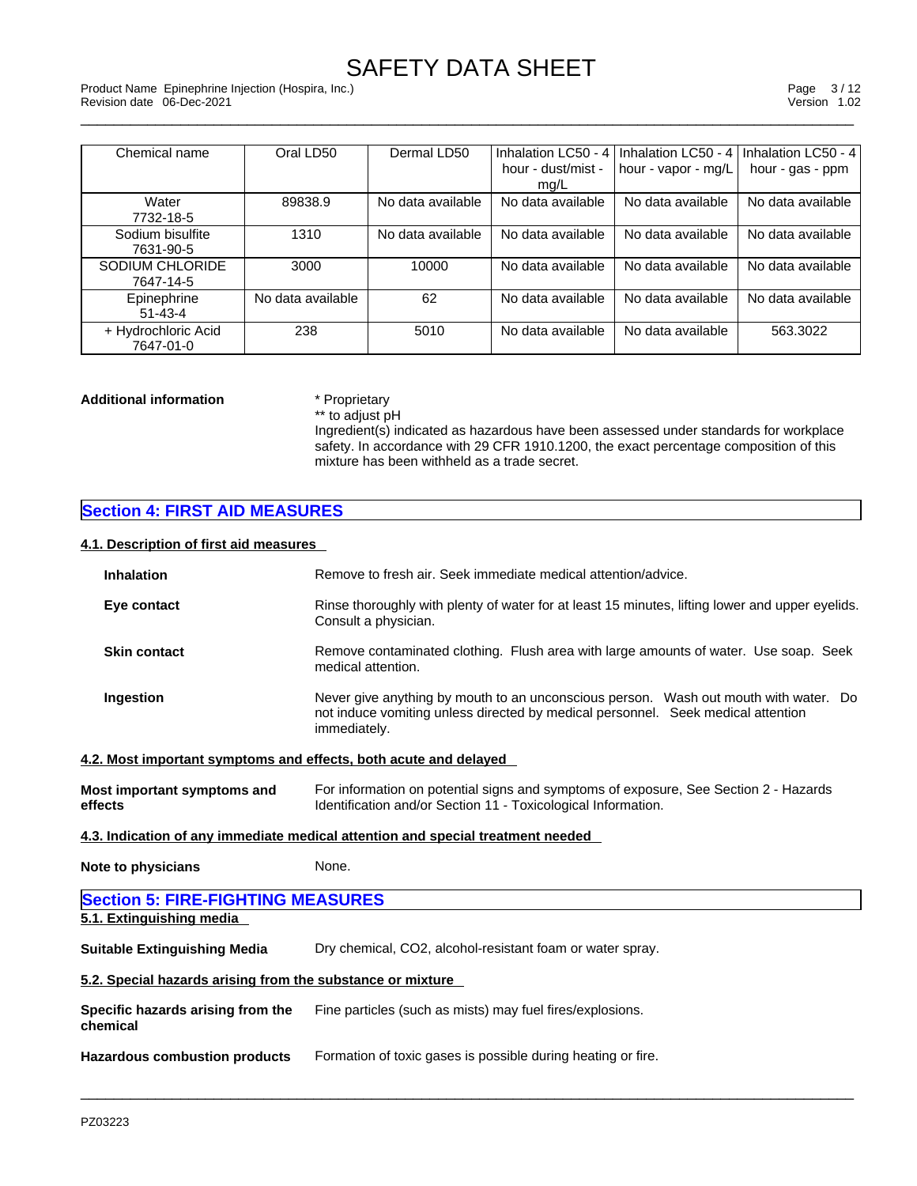| Chemical name | Oral LD50 | Dermal LD50 | Inhalation LC50 - 4 hour - dust/mist - mg/L | Inhalation LC50 - 4 hour - vapor - mg/L | Inhalation LC50 - 4 hour - gas - ppm |
|---|---|---|---|---|---|
| Water 7732-18-5 | 89838.9 | No data available | No data available | No data available | No data available |
| Sodium bisulfite 7631-90-5 | 1310 | No data available | No data available | No data available | No data available |
| SODIUM CHLORIDE 7647-14-5 | 3000 | 10000 | No data available | No data available | No data available |
| Epinephrine 51-43-4 | No data available | 62 | No data available | No data available | No data available |
| + Hydrochloric Acid 7647-01-0 | 238 | 5010 | No data available | No data available | 563.3022 |

**Additional information**

* Proprietary
** to adjust pH
Ingredient(s) indicated as hazardous have been assessed under standards for workplace safety. In accordance with 29 CFR 1910.1200, the exact percentage composition of this mixture has been withheld as a trade secret.

## Section 4: FIRST AID MEASURES

### 4.1. Description of first aid measures

**Inhalation**
Remove to fresh air. Seek immediate medical attention/advice.

**Eye contact**
Rinse thoroughly with plenty of water for at least 15 minutes, lifting lower and upper eyelids. Consult a physician.

**Skin contact**
Remove contaminated clothing. Flush area with large amounts of water. Use soap. Seek medical attention.

**Ingestion**
Never give anything by mouth to an unconscious person. Wash out mouth with water. Do not induce vomiting unless directed by medical personnel. Seek medical attention immediately.

### 4.2. Most important symptoms and effects, both acute and delayed

**Most important symptoms and effects**
For information on potential signs and symptoms of exposure, See Section 2 - Hazards Identification and/or Section 11 - Toxicological Information.

### 4.3. Indication of any immediate medical attention and special treatment needed

**Note to physicians**
None.

## Section 5: FIRE-FIGHTING MEASURES

### 5.1. Extinguishing media

**Suitable Extinguishing Media**
Dry chemical, CO2, alcohol-resistant foam or water spray.

### 5.2. Special hazards arising from the substance or mixture

**Specific hazards arising from the chemical**
Fine particles (such as mists) may fuel fires/explosions.

**Hazardous combustion products**
Formation of toxic gases is possible during heating or fire.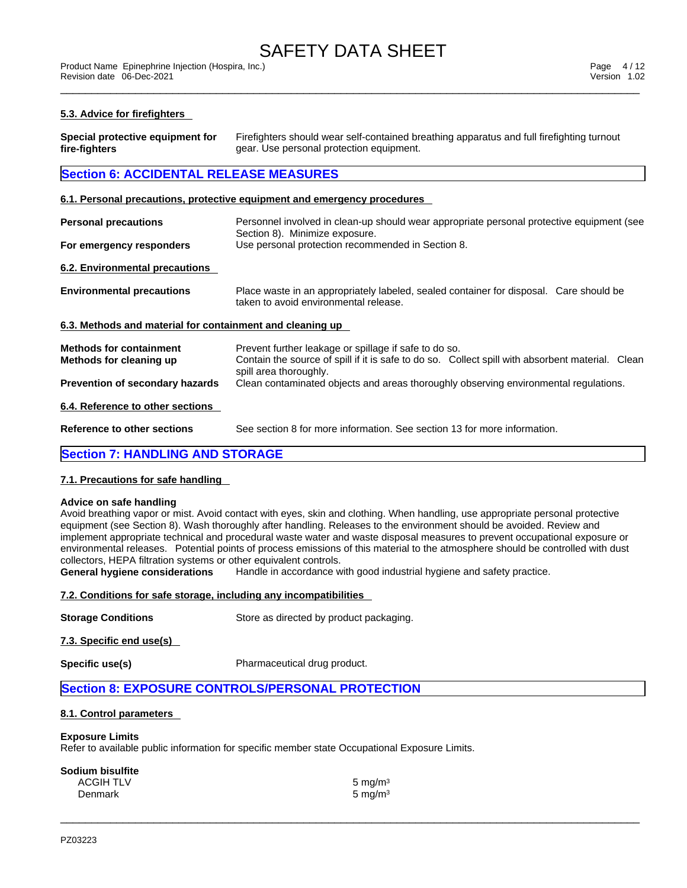### 5.3. Advice for firefighters

**Special protective equipment for fire-fighters** Firefighters should wear self-contained breathing apparatus and full firefighting turnout gear. Use personal protection equipment.

## Section 6: ACCIDENTAL RELEASE MEASURES

### 6.1. Personal precautions, protective equipment and emergency procedures

**Personal precautions** Personnel involved in clean-up should wear appropriate personal protective equipment (see Section 8). Minimize exposure.

**For emergency responders** Use personal protection recommended in Section 8.

### 6.2. Environmental precautions

**Environmental precautions** Place waste in an appropriately labeled, sealed container for disposal. Care should be taken to avoid environmental release.

### 6.3. Methods and material for containment and cleaning up

**Methods for containment** Prevent further leakage or spillage if safe to do so.

**Methods for cleaning up** Contain the source of spill if it is safe to do so. Collect spill with absorbent material. Clean spill area thoroughly.

**Prevention of secondary hazards** Clean contaminated objects and areas thoroughly observing environmental regulations.

### 6.4. Reference to other sections

**Reference to other sections** See section 8 for more information. See section 13 for more information.

## Section 7: HANDLING AND STORAGE

### 7.1. Precautions for safe handling

**Advice on safe handling**
Avoid breathing vapor or mist. Avoid contact with eyes, skin and clothing. When handling, use appropriate personal protective equipment (see Section 8). Wash thoroughly after handling. Releases to the environment should be avoided. Review and implement appropriate technical and procedural waste water and waste disposal measures to prevent occupational exposure or environmental releases. Potential points of process emissions of this material to the atmosphere should be controlled with dust collectors, HEPA filtration systems or other equivalent controls.

**General hygiene considerations** Handle in accordance with good industrial hygiene and safety practice.

### 7.2. Conditions for safe storage, including any incompatibilities

**Storage Conditions** Store as directed by product packaging.

### 7.3. Specific end use(s)

**Specific use(s)** Pharmaceutical drug product.

## Section 8: EXPOSURE CONTROLS/PERSONAL PROTECTION

### 8.1. Control parameters

**Exposure Limits**
Refer to available public information for specific member state Occupational Exposure Limits.

**Sodium bisulfite**

| | |
|---|---|
| ACGIH TLV | 5 mg/m³ |
| Denmark | 5 mg/m³ |

PZ03223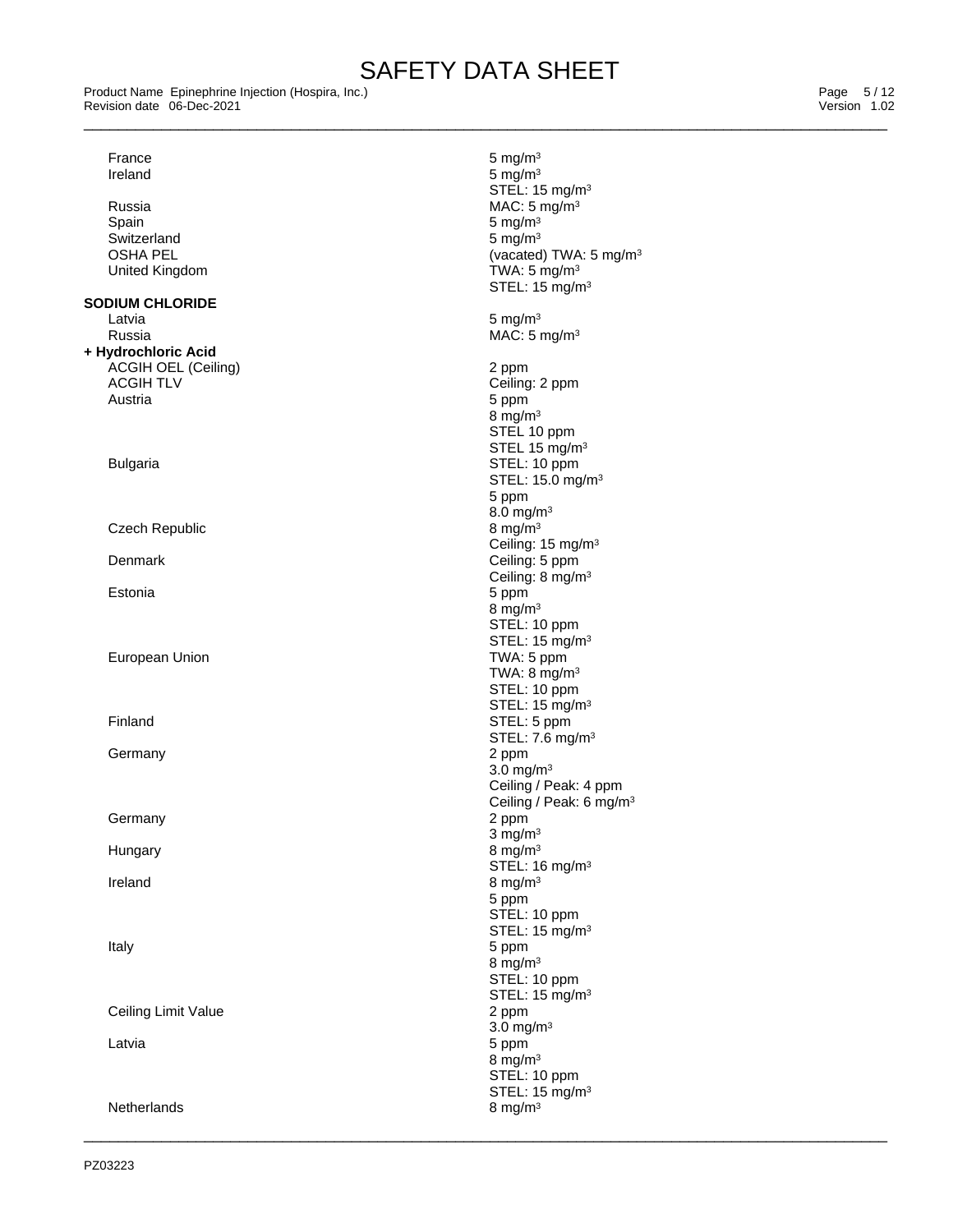| | |
|---|---|
| France | 5 mg/m³ |
| Ireland | 5 mg/m³<br>STEL: 15 mg/m³ |
| Russia | MAC: 5 mg/m³ |
| Spain | 5 mg/m³ |
| Switzerland | 5 mg/m³ |
| OSHA PEL | (vacated) TWA: 5 mg/m³ |
| United Kingdom | TWA: 5 mg/m³<br>STEL: 15 mg/m³ |

**SODIUM CHLORIDE**

| | |
|---|---|
| Latvia | 5 mg/m³ |
| Russia | MAC: 5 mg/m³ |

**+ Hydrochloric Acid**

| | |
|---|---|
| ACGIH OEL (Ceiling) | 2 ppm |
| ACGIH TLV | Ceiling: 2 ppm |
| Austria | 5 ppm<br>8 mg/m³<br>STEL 10 ppm<br>STEL 15 mg/m³ |
| Bulgaria | STEL: 10 ppm<br>STEL: 15.0 mg/m³<br>5 ppm<br>8.0 mg/m³ |
| Czech Republic | 8 mg/m³<br>Ceiling: 15 mg/m³ |
| Denmark | Ceiling: 5 ppm<br>Ceiling: 8 mg/m³ |
| Estonia | 5 ppm<br>8 mg/m³<br>STEL: 10 ppm<br>STEL: 15 mg/m³ |
| European Union | TWA: 5 ppm<br>TWA: 8 mg/m³<br>STEL: 10 ppm<br>STEL: 15 mg/m³ |
| Finland | STEL: 5 ppm<br>STEL: 7.6 mg/m³ |
| Germany | 2 ppm<br>3.0 mg/m³<br>Ceiling / Peak: 4 ppm<br>Ceiling / Peak: 6 mg/m³ |
| Germany | 2 ppm<br>3 mg/m³ |
| Hungary | 8 mg/m³<br>STEL: 16 mg/m³ |
| Ireland | 8 mg/m³<br>5 ppm<br>STEL: 10 ppm<br>STEL: 15 mg/m³ |
| Italy | 5 ppm<br>8 mg/m³<br>STEL: 10 ppm<br>STEL: 15 mg/m³ |
| Ceiling Limit Value | 2 ppm<br>3.0 mg/m³ |
| Latvia | 5 ppm<br>8 mg/m³<br>STEL: 10 ppm<br>STEL: 15 mg/m³ |
| Netherlands | 8 mg/m³ |

PZ03223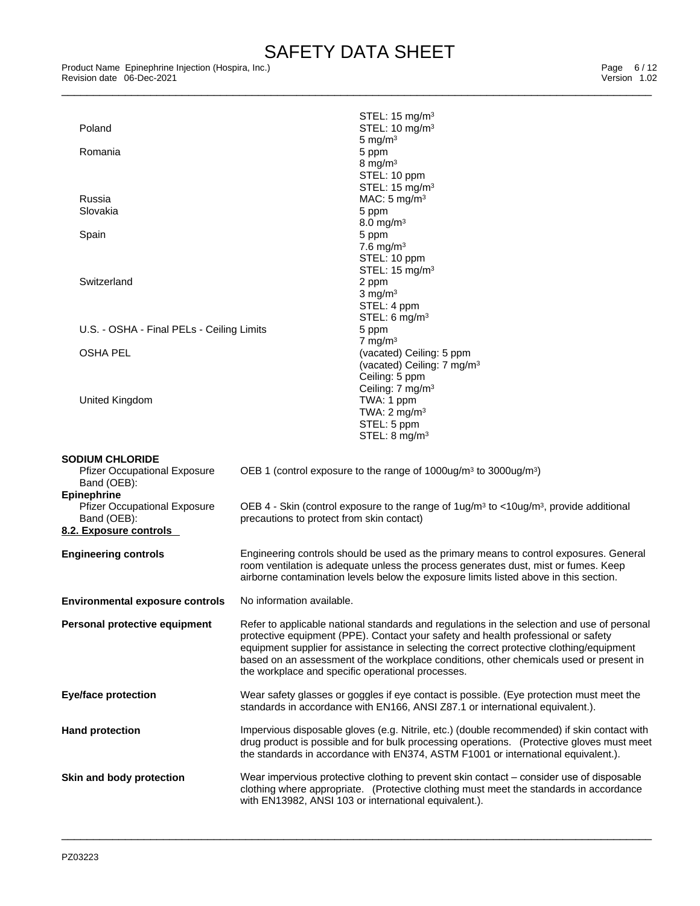| | |
|---|---|
| | STEL: 15 mg/m³ |
| Poland | STEL: 10 mg/m³ |
| | 5 mg/m³ |
| Romania | 5 ppm |
| | 8 mg/m³ |
| | STEL: 10 ppm |
| | STEL: 15 mg/m³ |
| Russia | MAC: 5 mg/m³ |
| Slovakia | 5 ppm |
| | 8.0 mg/m³ |
| Spain | 5 ppm |
| | 7.6 mg/m³ |
| | STEL: 10 ppm |
| | STEL: 15 mg/m³ |
| Switzerland | 2 ppm |
| | 3 mg/m³ |
| | STEL: 4 ppm |
| | STEL: 6 mg/m³ |
| U.S. - OSHA - Final PELs - Ceiling Limits | 5 ppm |
| | 7 mg/m³ |
| OSHA PEL | (vacated) Ceiling: 5 ppm |
| | (vacated) Ceiling: 7 mg/m³ |
| | Ceiling: 5 ppm |
| | Ceiling: 7 mg/m³ |
| United Kingdom | TWA: 1 ppm |
| | TWA: 2 mg/m³ |
| | STEL: 5 ppm |
| | STEL: 8 mg/m³ |

**SODIUM CHLORIDE**

Pfizer Occupational Exposure Band (OEB): OEB 1 (control exposure to the range of 1000ug/m³ to 3000ug/m³)

**Epinephrine**

Pfizer Occupational Exposure Band (OEB): OEB 4 - Skin (control exposure to the range of 1ug/m³ to <10ug/m³, provide additional precautions to protect from skin contact)

**8.2. Exposure controls**

**Engineering controls** Engineering controls should be used as the primary means to control exposures. General room ventilation is adequate unless the process generates dust, mist or fumes. Keep airborne contamination levels below the exposure limits listed above in this section.

**Environmental exposure controls** No information available.

**Personal protective equipment** Refer to applicable national standards and regulations in the selection and use of personal protective equipment (PPE). Contact your safety and health professional or safety equipment supplier for assistance in selecting the correct protective clothing/equipment based on an assessment of the workplace conditions, other chemicals used or present in the workplace and specific operational processes.

**Eye/face protection** Wear safety glasses or goggles if eye contact is possible. (Eye protection must meet the standards in accordance with EN166, ANSI Z87.1 or international equivalent.).

**Hand protection** Impervious disposable gloves (e.g. Nitrile, etc.) (double recommended) if skin contact with drug product is possible and for bulk processing operations. (Protective gloves must meet the standards in accordance with EN374, ASTM F1001 or international equivalent.).

**Skin and body protection** Wear impervious protective clothing to prevent skin contact – consider use of disposable clothing where appropriate. (Protective clothing must meet the standards in accordance with EN13982, ANSI 103 or international equivalent.).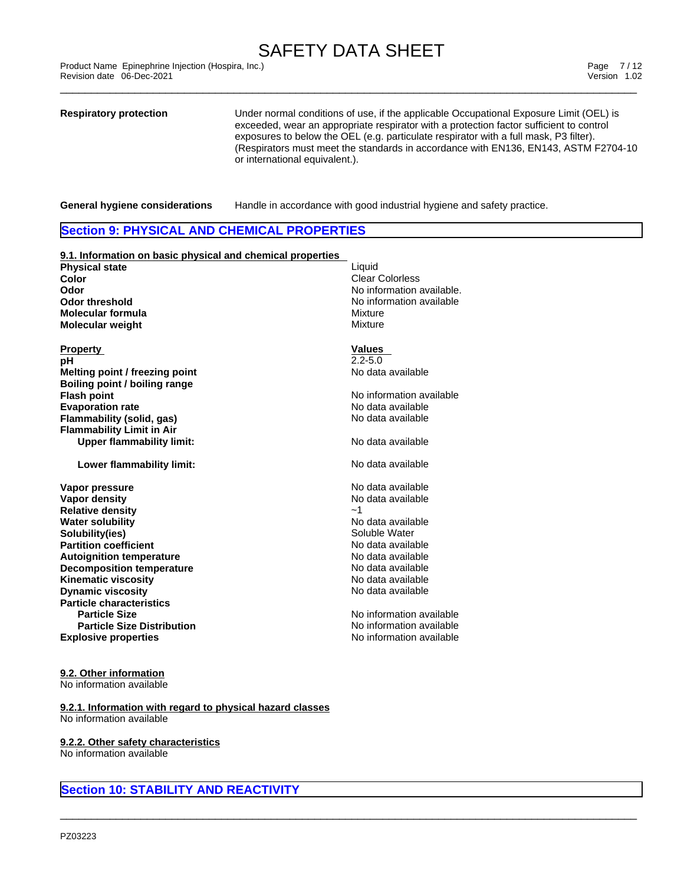**Respiratory protection** — Under normal conditions of use, if the applicable Occupational Exposure Limit (OEL) is exceeded, wear an appropriate respirator with a protection factor sufficient to control exposures to below the OEL (e.g. particulate respirator with a full mask, P3 filter). (Respirators must meet the standards in accordance with EN136, EN143, ASTM F2704-10 or international equivalent.).

**General hygiene considerations** — Handle in accordance with good industrial hygiene and safety practice.

## Section 9: PHYSICAL AND CHEMICAL PROPERTIES

### 9.1. Information on basic physical and chemical properties

| | |
|---|---|
| **Physical state** | Liquid |
| **Color** | Clear Colorless |
| **Odor** | No information available. |
| **Odor threshold** | No information available |
| **Molecular formula** | Mixture |
| **Molecular weight** | Mixture |

| Property | Values |
|---|---|
| **pH** | 2.2-5.0 |
| **Melting point / freezing point** | No data available |
| **Boiling point / boiling range** | |
| **Flash point** | No information available |
| **Evaporation rate** | No data available |
| **Flammability (solid, gas)** | No data available |
| **Flammability Limit in Air** | |
| **Upper flammability limit:** | No data available |
| **Lower flammability limit:** | No data available |
| **Vapor pressure** | No data available |
| **Vapor density** | No data available |
| **Relative density** | ~1 |
| **Water solubility** | No data available |
| **Solubility(ies)** | Soluble Water |
| **Partition coefficient** | No data available |
| **Autoignition temperature** | No data available |
| **Decomposition temperature** | No data available |
| **Kinematic viscosity** | No data available |
| **Dynamic viscosity** | No data available |
| **Particle characteristics** | |
| **Particle Size** | No information available |
| **Particle Size Distribution** | No information available |
| **Explosive properties** | No information available |

### 9.2. Other information

No information available

### 9.2.1. Information with regard to physical hazard classes

No information available

### 9.2.2. Other safety characteristics

No information available

## Section 10: STABILITY AND REACTIVITY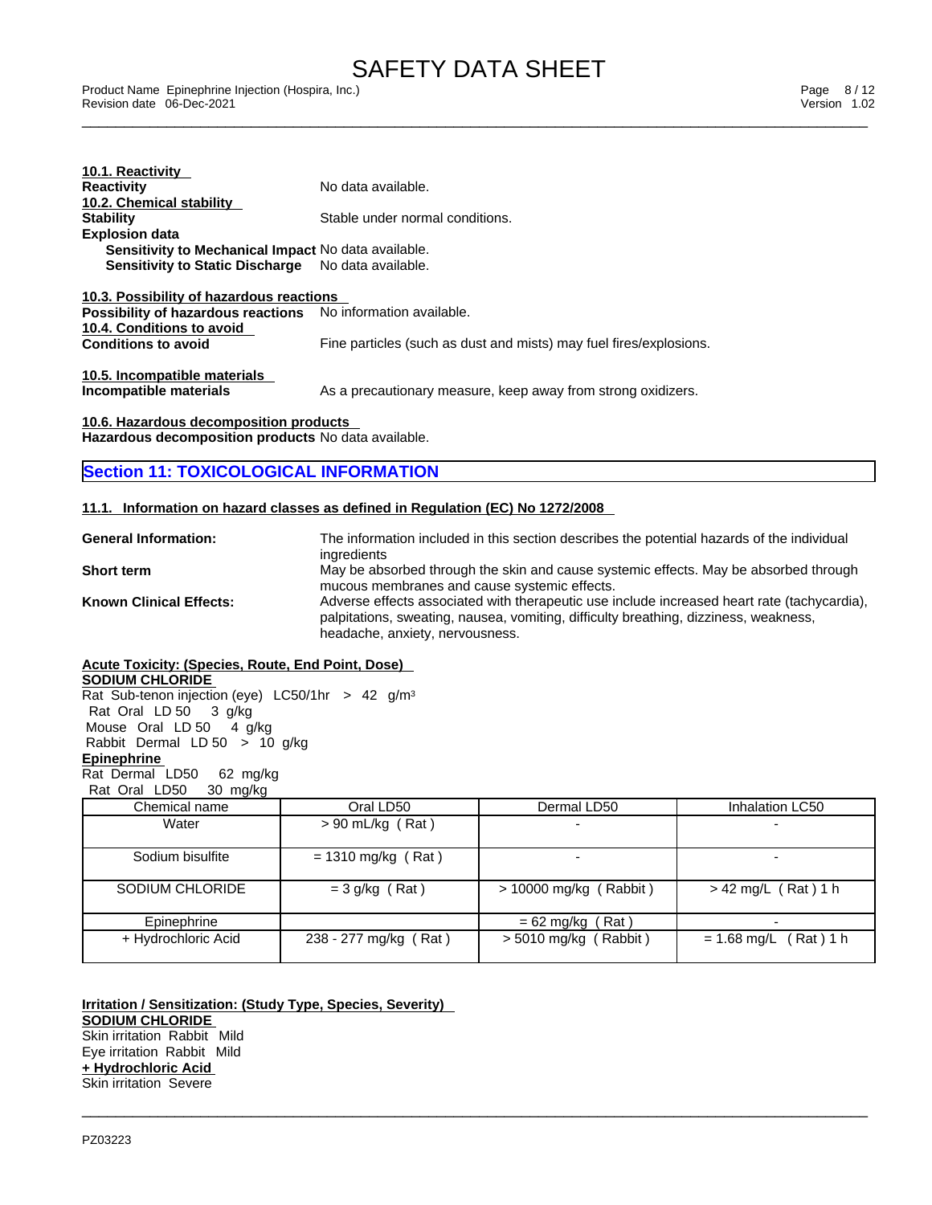**10.1. Reactivity**

**Reactivity** No data available.

**10.2. Chemical stability**

**Stability** Stable under normal conditions.

**Explosion data**

- **Sensitivity to Mechanical Impact** No data available.
- **Sensitivity to Static Discharge** No data available.

**10.3. Possibility of hazardous reactions**

**Possibility of hazardous reactions** No information available.

**10.4. Conditions to avoid**

**Conditions to avoid** Fine particles (such as dust and mists) may fuel fires/explosions.

**10.5. Incompatible materials**

**Incompatible materials** As a precautionary measure, keep away from strong oxidizers.

**10.6. Hazardous decomposition products**

**Hazardous decomposition products** No data available.

## Section 11: TOXICOLOGICAL INFORMATION

**11.1. Information on hazard classes as defined in Regulation (EC) No 1272/2008**

**General Information:** The information included in this section describes the potential hazards of the individual ingredients

**Short term** May be absorbed through the skin and cause systemic effects. May be absorbed through mucous membranes and cause systemic effects.

**Known Clinical Effects:** Adverse effects associated with therapeutic use include increased heart rate (tachycardia), palpitations, sweating, nausea, vomiting, difficulty breathing, dizziness, weakness, headache, anxiety, nervousness.

**Acute Toxicity: (Species, Route, End Point, Dose)**

**SODIUM CHLORIDE**

Rat Sub-tenon injection (eye) LC50/1hr > 42 g/m³
Rat Oral LD 50 3 g/kg
Mouse Oral LD 50 4 g/kg
Rabbit Dermal LD 50 > 10 g/kg

**Epinephrine**

Rat Dermal LD50 62 mg/kg
Rat Oral LD50 30 mg/kg

| Chemical name | Oral LD50 | Dermal LD50 | Inhalation LC50 |
|---|---|---|---|
| Water | > 90 mL/kg ( Rat ) | - | - |
| Sodium bisulfite | = 1310 mg/kg ( Rat ) | - | - |
| SODIUM CHLORIDE | = 3 g/kg ( Rat ) | > 10000 mg/kg ( Rabbit ) | > 42 mg/L ( Rat ) 1 h |
| Epinephrine | | = 62 mg/kg ( Rat ) | - |
| + Hydrochloric Acid | 238 - 277 mg/kg ( Rat ) | > 5010 mg/kg ( Rabbit ) | = 1.68 mg/L ( Rat ) 1 h |

**Irritation / Sensitization: (Study Type, Species, Severity)**

**SODIUM CHLORIDE**

Skin irritation Rabbit Mild
Eye irritation Rabbit Mild

**+ Hydrochloric Acid**

Skin irritation Severe

PZ03223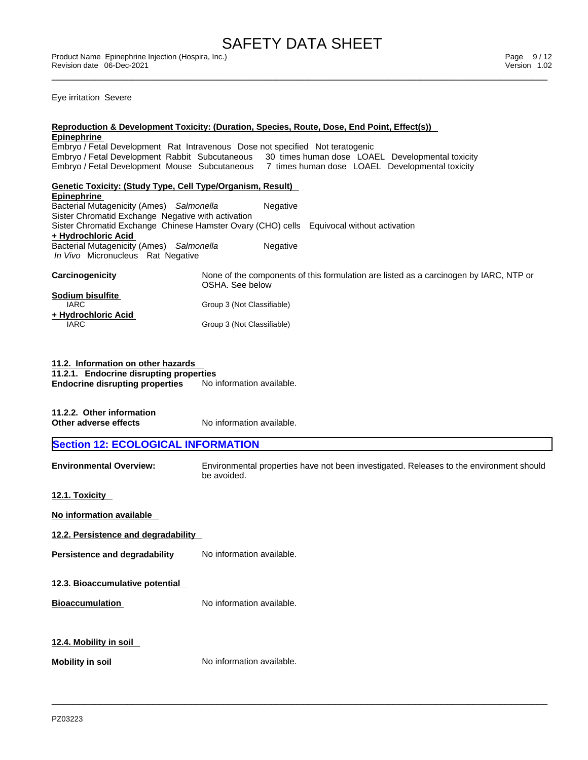Eye irritation Severe

**Reproduction & Development Toxicity: (Duration, Species, Route, Dose, End Point, Effect(s))**

**Epinephrine**

Embryo / Fetal Development Rat Intravenous Dose not specified Not teratogenic
Embryo / Fetal Development Rabbit Subcutaneous 30 times human dose LOAEL Developmental toxicity
Embryo / Fetal Development Mouse Subcutaneous 7 times human dose LOAEL Developmental toxicity

**Genetic Toxicity: (Study Type, Cell Type/Organism, Result)**

**Epinephrine**

Bacterial Mutagenicity (Ames) *Salmonella* Negative
Sister Chromatid Exchange Negative with activation
Sister Chromatid Exchange Chinese Hamster Ovary (CHO) cells Equivocal without activation

**+ Hydrochloric Acid**

Bacterial Mutagenicity (Ames) *Salmonella* Negative
*In Vivo* Micronucleus Rat Negative

**Carcinogenicity** None of the components of this formulation are listed as a carcinogen by IARC, NTP or OSHA. See below

**Sodium bisulfite**

IARC Group 3 (Not Classifiable)

**+ Hydrochloric Acid**

IARC Group 3 (Not Classifiable)

**11.2. Information on other hazards**

**11.2.1. Endocrine disrupting properties**

**Endocrine disrupting properties** No information available.

**11.2.2. Other information**

**Other adverse effects** No information available.

## Section 12: ECOLOGICAL INFORMATION

**Environmental Overview:** Environmental properties have not been investigated. Releases to the environment should be avoided.

**12.1. Toxicity**

**No information available**

**12.2. Persistence and degradability**

**Persistence and degradability** No information available.

**12.3. Bioaccumulative potential**

**Bioaccumulation** No information available.

**12.4. Mobility in soil**

**Mobility in soil** No information available.

PZ03223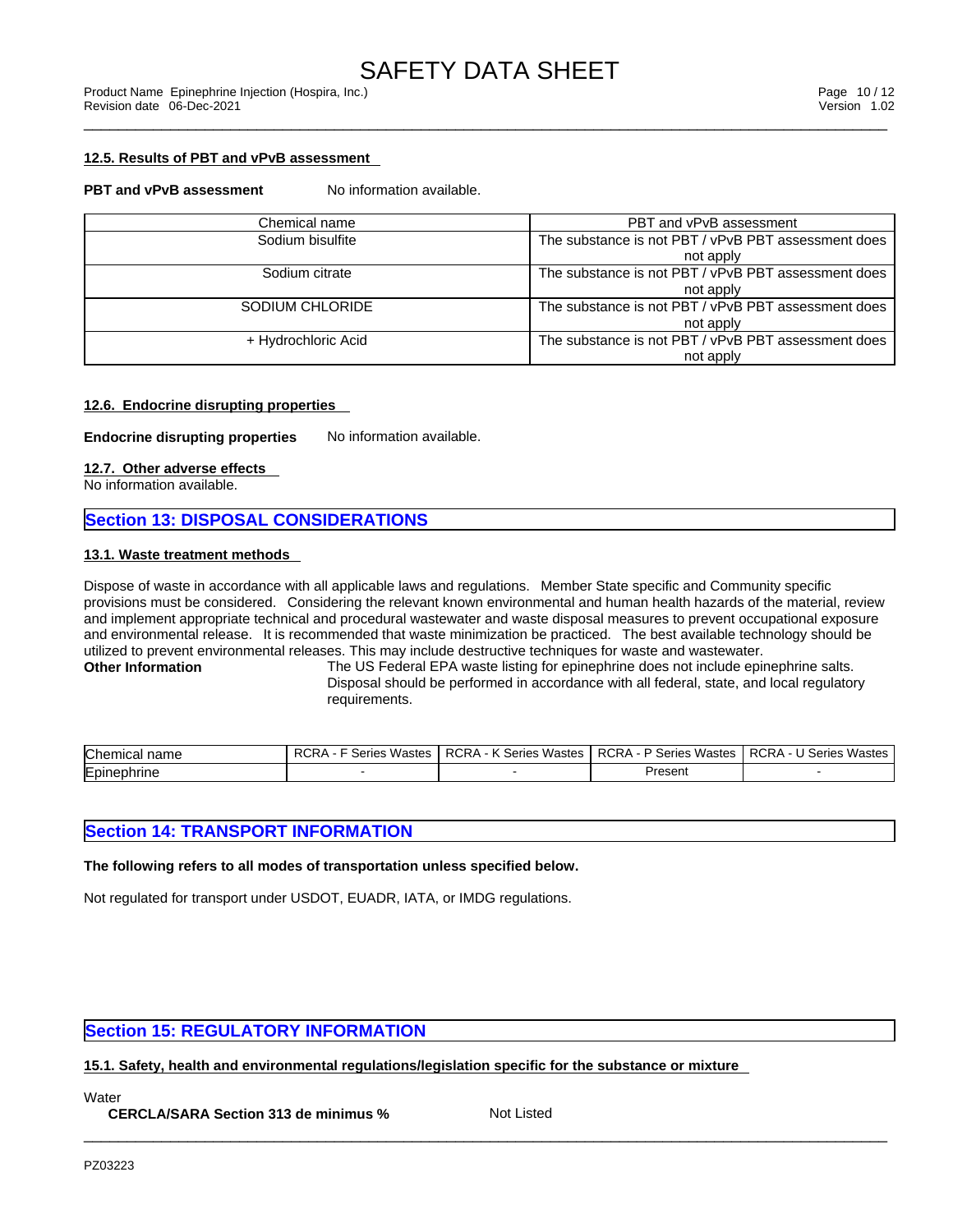### 12.5. Results of PBT and vPvB assessment

**PBT and vPvB assessment** No information available.

| Chemical name | PBT and vPvB assessment |
|---|---|
| Sodium bisulfite | The substance is not PBT / vPvB PBT assessment does not apply |
| Sodium citrate | The substance is not PBT / vPvB PBT assessment does not apply |
| SODIUM CHLORIDE | The substance is not PBT / vPvB PBT assessment does not apply |
| + Hydrochloric Acid | The substance is not PBT / vPvB PBT assessment does not apply |

### 12.6. Endocrine disrupting properties

**Endocrine disrupting properties** No information available.

### 12.7. Other adverse effects

No information available.

## Section 13: DISPOSAL CONSIDERATIONS

### 13.1. Waste treatment methods

Dispose of waste in accordance with all applicable laws and regulations. Member State specific and Community specific provisions must be considered. Considering the relevant known environmental and human health hazards of the material, review and implement appropriate technical and procedural wastewater and waste disposal measures to prevent occupational exposure and environmental release. It is recommended that waste minimization be practiced. The best available technology should be utilized to prevent environmental releases. This may include destructive techniques for waste and wastewater.

**Other Information** The US Federal EPA waste listing for epinephrine does not include epinephrine salts. Disposal should be performed in accordance with all federal, state, and local regulatory requirements.

| Chemical name | RCRA - F Series Wastes | RCRA - K Series Wastes | RCRA - P Series Wastes | RCRA - U Series Wastes |
|---|---|---|---|---|
| Epinephrine | - | - | Present | - |

## Section 14: TRANSPORT INFORMATION

**The following refers to all modes of transportation unless specified below.**

Not regulated for transport under USDOT, EUADR, IATA, or IMDG regulations.

## Section 15: REGULATORY INFORMATION

### 15.1. Safety, health and environmental regulations/legislation specific for the substance or mixture

Water

**CERCLA/SARA Section 313 de minimus %** Not Listed

PZ03223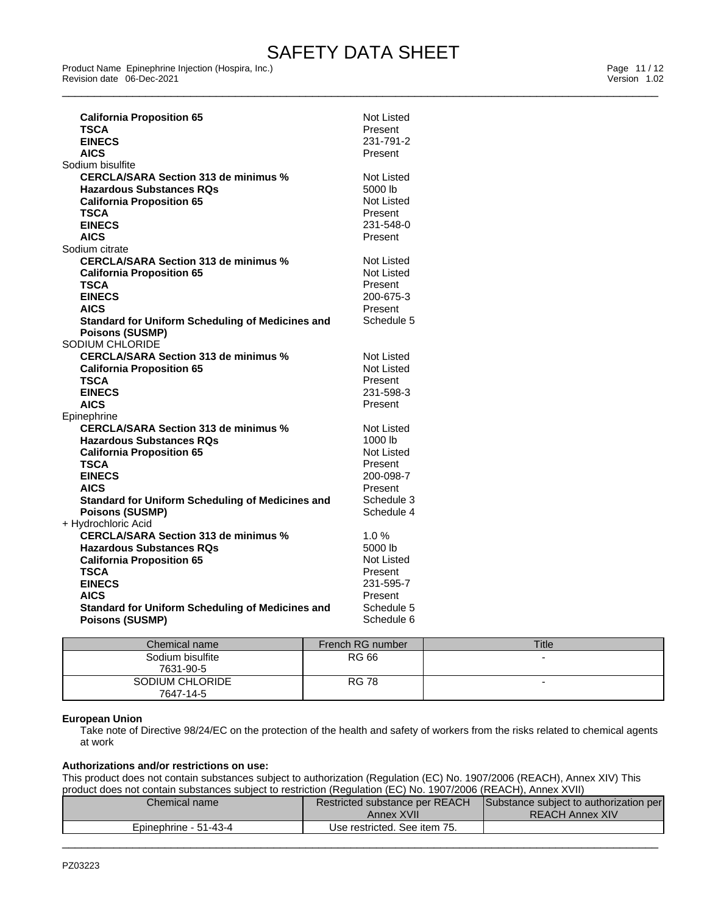**California Proposition 65** Not Listed
**TSCA** Present
**EINECS** 231-791-2
**AICS** Present

Sodium bisulfite

**CERCLA/SARA Section 313 de minimus %** Not Listed
**Hazardous Substances RQs** 5000 lb
**California Proposition 65** Not Listed
**TSCA** Present
**EINECS** 231-548-0
**AICS** Present

Sodium citrate

**CERCLA/SARA Section 313 de minimus %** Not Listed
**California Proposition 65** Not Listed
**TSCA** Present
**EINECS** 200-675-3
**AICS** Present
**Standard for Uniform Scheduling of Medicines and Poisons (SUSMP)** Schedule 5

SODIUM CHLORIDE

**CERCLA/SARA Section 313 de minimus %** Not Listed
**California Proposition 65** Not Listed
**TSCA** Present
**EINECS** 231-598-3
**AICS** Present

Epinephrine

**CERCLA/SARA Section 313 de minimus %** Not Listed
**Hazardous Substances RQs** 1000 lb
**California Proposition 65** Not Listed
**TSCA** Present
**EINECS** 200-098-7
**AICS** Present
**Standard for Uniform Scheduling of Medicines and Poisons (SUSMP)** Schedule 3
Schedule 4

+ Hydrochloric Acid

**CERCLA/SARA Section 313 de minimus %** 1.0 %
**Hazardous Substances RQs** 5000 lb
**California Proposition 65** Not Listed
**TSCA** Present
**EINECS** 231-595-7
**AICS** Present
**Standard for Uniform Scheduling of Medicines and Poisons (SUSMP)** Schedule 5
Schedule 6

| Chemical name | French RG number | Title |
|---|---|---|
| Sodium bisulfite 7631-90-5 | RG 66 | - |
| SODIUM CHLORIDE 7647-14-5 | RG 78 | - |

**European Union**

Take note of Directive 98/24/EC on the protection of the health and safety of workers from the risks related to chemical agents at work

**Authorizations and/or restrictions on use:**

This product does not contain substances subject to authorization (Regulation (EC) No. 1907/2006 (REACH), Annex XIV) This product does not contain substances subject to restriction (Regulation (EC) No. 1907/2006 (REACH), Annex XVII)

| Chemical name | Restricted substance per REACH Annex XVII | Substance subject to authorization per REACH Annex XIV |
|---|---|---|
| Epinephrine - 51-43-4 | Use restricted. See item 75. | |

PZ03223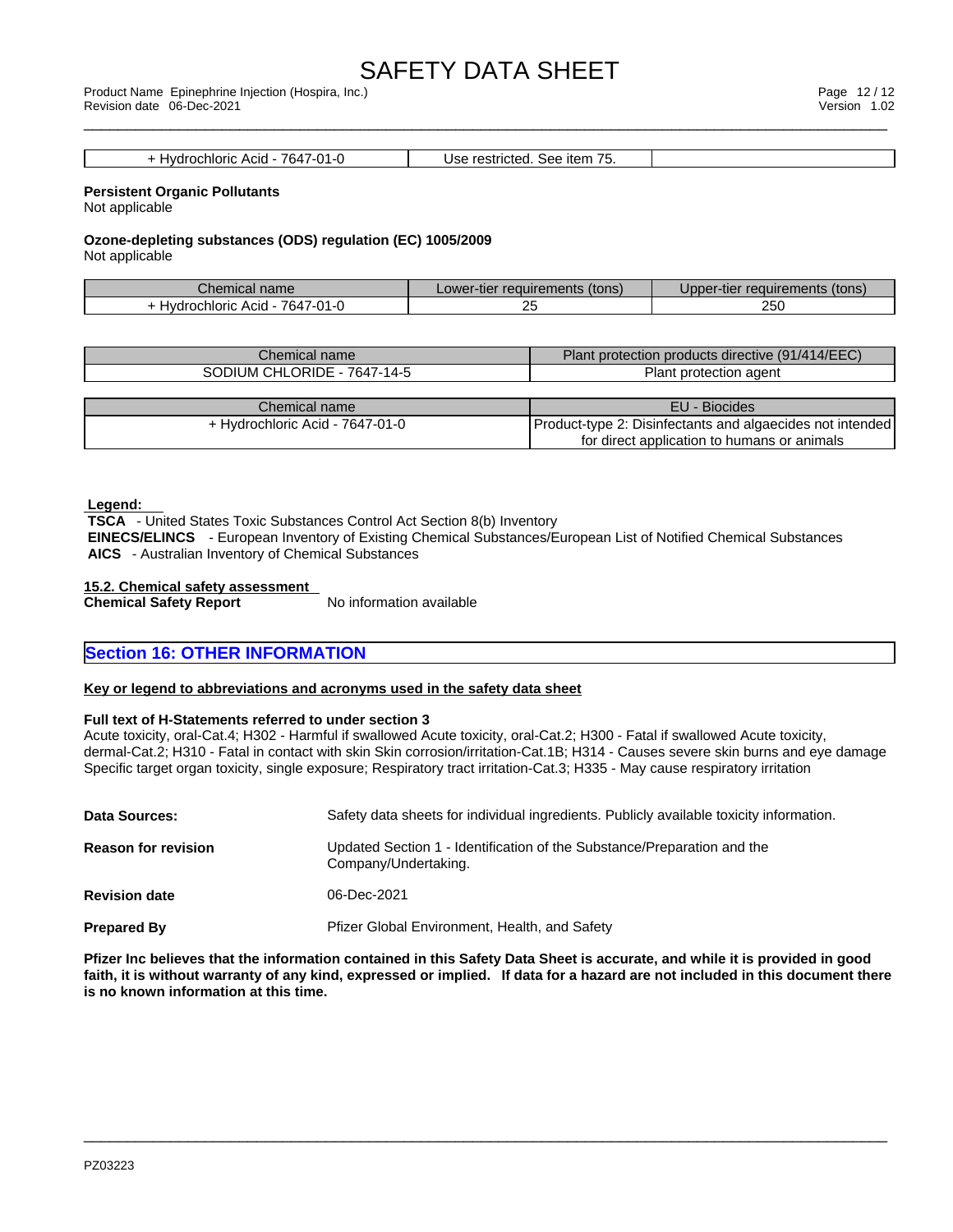| | | |
|---|---|---|
| + Hydrochloric Acid - 7647-01-0 | Use restricted. See item 75. | |

**Persistent Organic Pollutants**
Not applicable

**Ozone-depleting substances (ODS) regulation (EC) 1005/2009**
Not applicable

| Chemical name | Lower-tier requirements (tons) | Upper-tier requirements (tons) |
|---|---|---|
| + Hydrochloric Acid - 7647-01-0 | 25 | 250 |

| Chemical name | Plant protection products directive (91/414/EEC) |
|---|---|
| SODIUM CHLORIDE - 7647-14-5 | Plant protection agent |

| Chemical name | EU - Biocides |
|---|---|
| + Hydrochloric Acid - 7647-01-0 | Product-type 2: Disinfectants and algaecides not intended for direct application to humans or animals |

**Legend:**
**TSCA** - United States Toxic Substances Control Act Section 8(b) Inventory
**EINECS/ELINCS** - European Inventory of Existing Chemical Substances/European List of Notified Chemical Substances
**AICS** - Australian Inventory of Chemical Substances

**15.2. Chemical safety assessment**
**Chemical Safety Report** No information available

## Section 16: OTHER INFORMATION

**Key or legend to abbreviations and acronyms used in the safety data sheet**

**Full text of H-Statements referred to under section 3**
Acute toxicity, oral-Cat.4; H302 - Harmful if swallowed Acute toxicity, oral-Cat.2; H300 - Fatal if swallowed Acute toxicity, dermal-Cat.2; H310 - Fatal in contact with skin Skin corrosion/irritation-Cat.1B; H314 - Causes severe skin burns and eye damage Specific target organ toxicity, single exposure; Respiratory tract irritation-Cat.3; H335 - May cause respiratory irritation

**Data Sources:** Safety data sheets for individual ingredients. Publicly available toxicity information.

**Reason for revision** Updated Section 1 - Identification of the Substance/Preparation and the Company/Undertaking.

**Revision date** 06-Dec-2021

**Prepared By** Pfizer Global Environment, Health, and Safety

**Pfizer Inc believes that the information contained in this Safety Data Sheet is accurate, and while it is provided in good faith, it is without warranty of any kind, expressed or implied. If data for a hazard are not included in this document there is no known information at this time.**